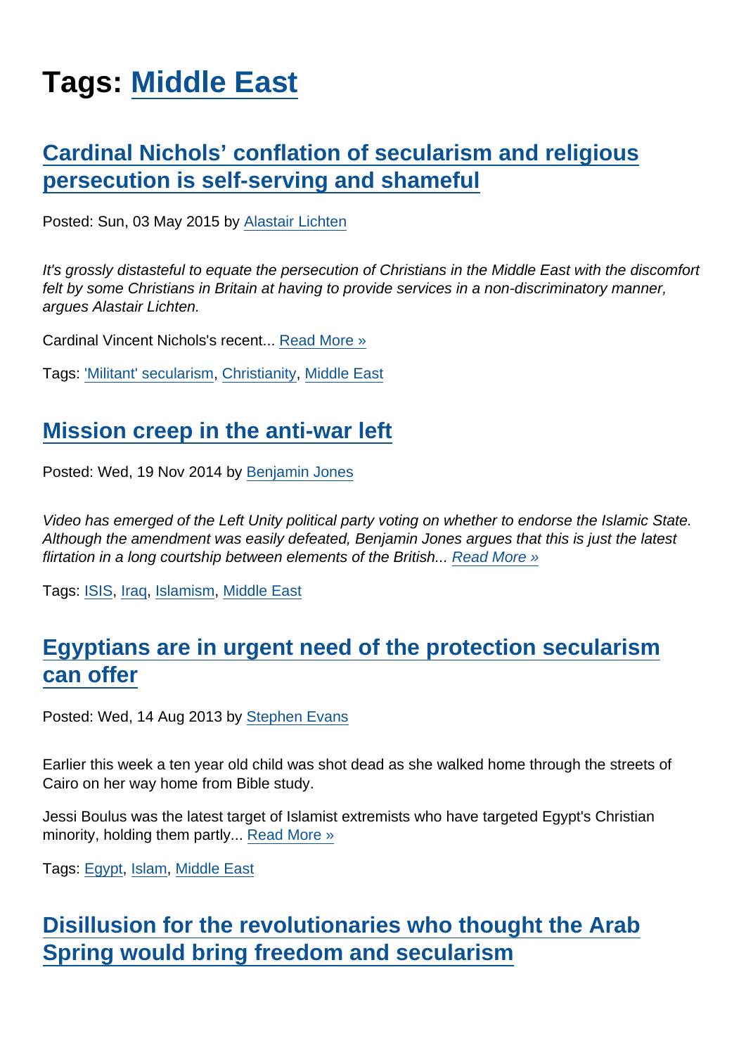# Tags: Middle East

## Cardinal Nichols' conflation of secularism and religious persecution is self-serving and shameful

Posted: Sun, 03 May 2015 by Alastair Lichten

*It's grossly distasteful to equate the persecution of Christians in the Middle East with the discomfort felt by some Christians in Britain at having to provide services in a non-discriminatory manner, argues Alastair Lichten.*

Cardinal Vincent Nichols's recent... Read More »

Tags: 'Militant' secularism, Christianity, Middle East

## Mission creep in the anti-war left

Posted: Wed, 19 Nov 2014 by Benjamin Jones

*Video has emerged of the Left Unity political party voting on whether to endorse the Islamic State. Although the amendment was easily defeated, Benjamin Jones argues that this is just the latest flirtation in a long courtship between elements of the British...* Read More »

Tags: ISIS, Iraq, Islamism, Middle East

## Egyptians are in urgent need of the protection secularism can offer

Posted: Wed, 14 Aug 2013 by Stephen Evans

Earlier this week a ten year old child was shot dead as she walked home through the streets of Cairo on her way home from Bible study.

Jessi Boulus was the latest target of Islamist extremists who have targeted Egypt's Christian minority, holding them partly... Read More »

Tags: Egypt, Islam, Middle East

## Disillusion for the revolutionaries who thought the Arab Spring would bring freedom and secularism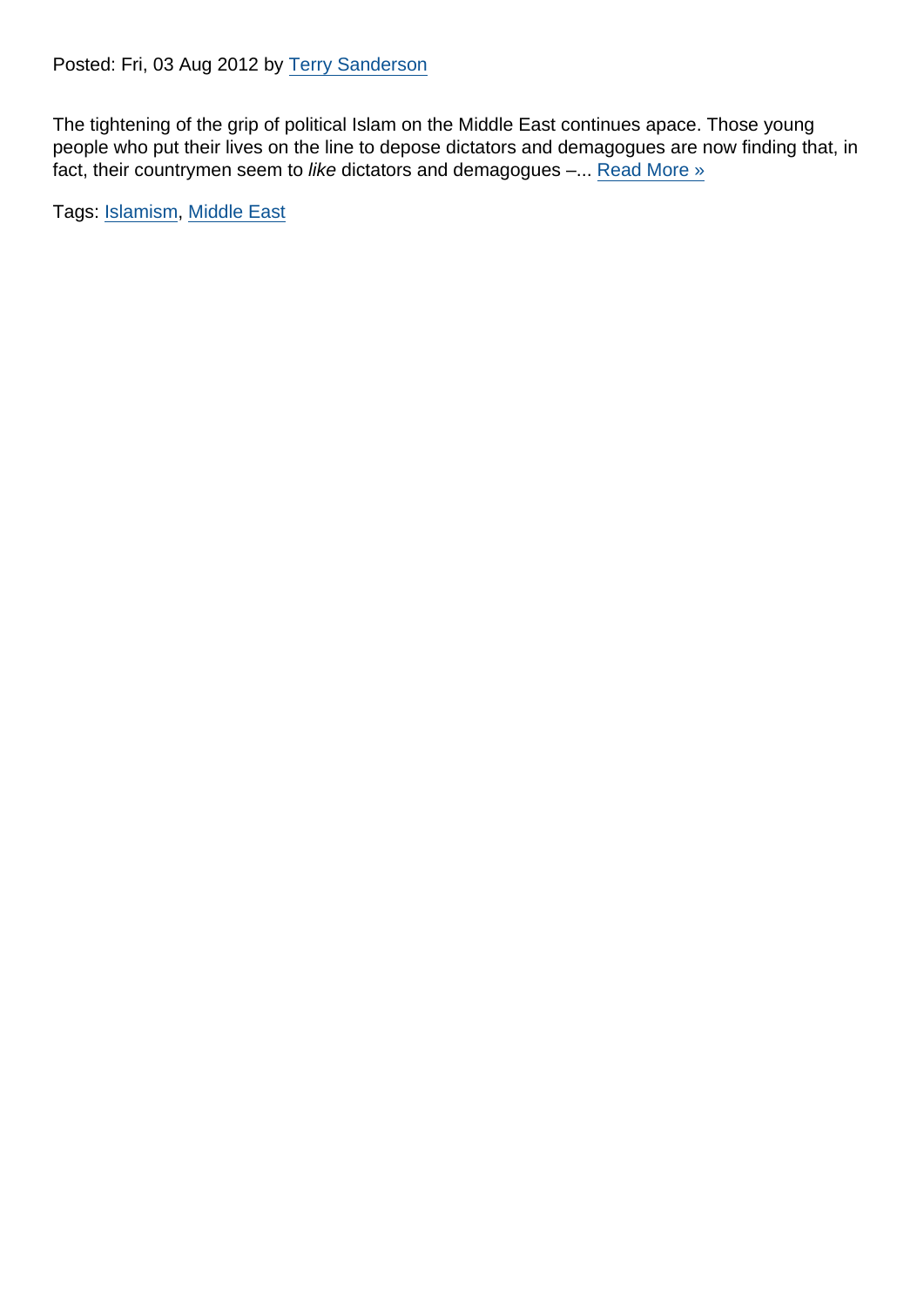Posted: Fri, 03 Aug 2012 by Terry Sanderson

The tightening of the grip of political Islam on the Middle East continues apace. Those young people who put their lives on the line to depose dictators and demagogues are now finding that, in fact, their countrymen seem to *like* dictators and demagogues –... Read More »

Tags: Islamism, Middle East